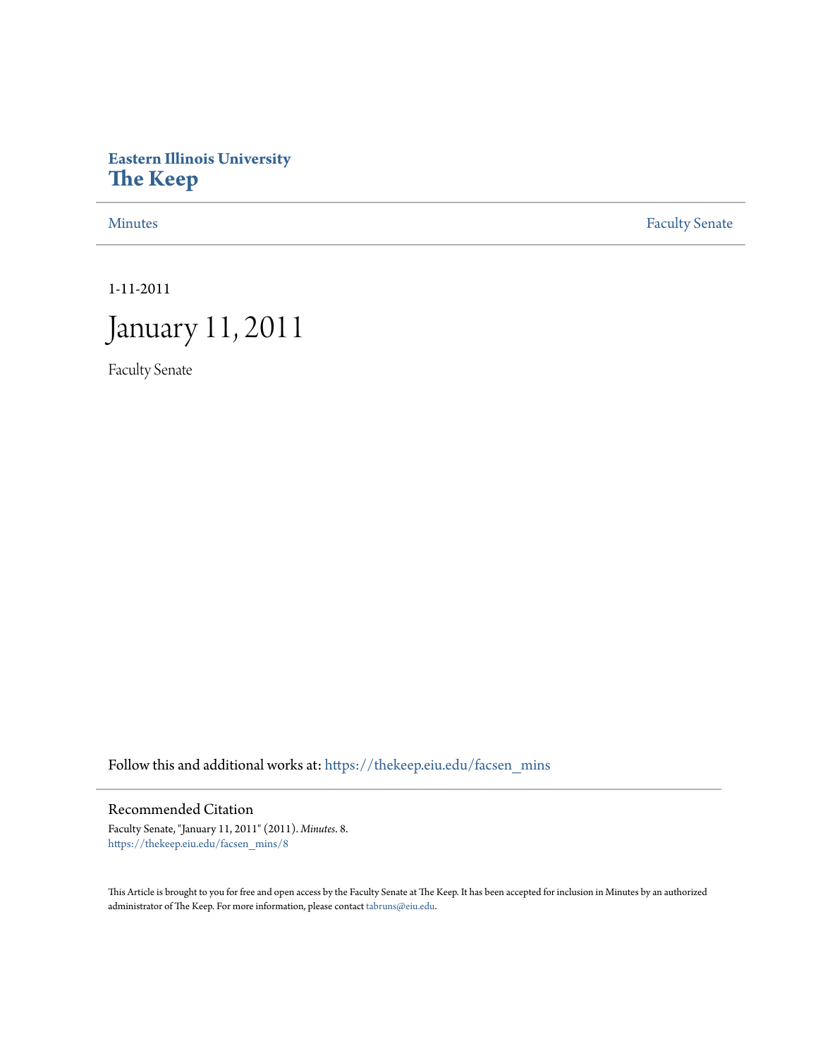# Eastern Illinois University
# The Keep

Minutes | Faculty Senate

1-11-2011

# January 11, 2011

Faculty Senate

Follow this and additional works at: https://thekeep.eiu.edu/facsen_mins

## Recommended Citation

Faculty Senate, "January 11, 2011" (2011). *Minutes*. 8.
https://thekeep.eiu.edu/facsen_mins/8

This Article is brought to you for free and open access by the Faculty Senate at The Keep. It has been accepted for inclusion in Minutes by an authorized administrator of The Keep. For more information, please contact tabruns@eiu.edu.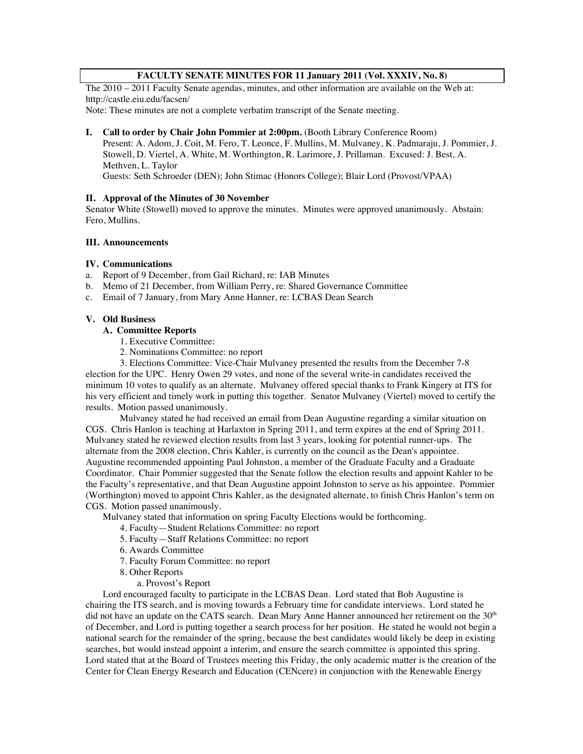**FACULTY SENATE MINUTES FOR 11 January 2011 (Vol. XXXIV, No. 8)**

The 2010 – 2011 Faculty Senate agendas, minutes, and other information are available on the Web at: http://castle.eiu.edu/facsen/

Note: These minutes are not a complete verbatim transcript of the Senate meeting.

**I. Call to order by Chair John Pommier at 2:00pm.** (Booth Library Conference Room)

Present: A. Adom, J. Coit, M. Fero, T. Leonce, F. Mullins, M. Mulvaney, K. Padmaraju, J. Pommier, J. Stowell, D. Viertel, A. White, M. Worthington, R. Larimore, J. Prillaman. Excused: J. Best, A. Methven, L. Taylor

Guests: Seth Schroeder (DEN); John Stimac (Honors College); Blair Lord (Provost/VPAA)

**II. Approval of the Minutes of 30 November**

Senator White (Stowell) moved to approve the minutes. Minutes were approved unanimously. Abstain: Fero, Mullins.

**III. Announcements**

**IV. Communications**

a. Report of 9 December, from Gail Richard, re: IAB Minutes
b. Memo of 21 December, from William Perry, re: Shared Governance Committee
c. Email of 7 January, from Mary Anne Hanner, re: LCBAS Dean Search

**V. Old Business**

**A. Committee Reports**

1. Executive Committee:
2. Nominations Committee: no report
3. Elections Committee: Vice-Chair Mulvaney presented the results from the December 7-8 election for the UPC. Henry Owen 29 votes, and none of the several write-in candidates received the minimum 10 votes to qualify as an alternate. Mulvaney offered special thanks to Frank Kingery at ITS for his very efficient and timely work in putting this together. Senator Mulvaney (Viertel) moved to certify the results. Motion passed unanimously.

Mulvaney stated he had received an email from Dean Augustine regarding a similar situation on CGS. Chris Hanlon is teaching at Harlaxton in Spring 2011, and term expires at the end of Spring 2011. Mulvaney stated he reviewed election results from last 3 years, looking for potential runner-ups. The alternate from the 2008 election, Chris Kahler, is currently on the council as the Dean's appointee. Augustine recommended appointing Paul Johnston, a member of the Graduate Faculty and a Graduate Coordinator. Chair Pommier suggested that the Senate follow the election results and appoint Kahler to be the Faculty's representative, and that Dean Augustine appoint Johnston to serve as his appointee. Pommier (Worthington) moved to appoint Chris Kahler, as the designated alternate, to finish Chris Hanlon's term on CGS. Motion passed unanimously.

Mulvaney stated that information on spring Faculty Elections would be forthcoming.

4. Faculty—Student Relations Committee: no report
5. Faculty—Staff Relations Committee: no report
6. Awards Committee
7. Faculty Forum Committee: no report
8. Other Reports
   a. Provost's Report

Lord encouraged faculty to participate in the LCBAS Dean. Lord stated that Bob Augustine is chairing the ITS search, and is moving towards a February time for candidate interviews. Lord stated he did not have an update on the CATS search. Dean Mary Anne Hanner announced her retirement on the 30th of December, and Lord is putting together a search process for her position. He stated he would not begin a national search for the remainder of the spring, because the best candidates would likely be deep in existing searches, but would instead appoint a interim, and ensure the search committee is appointed this spring. Lord stated that at the Board of Trustees meeting this Friday, the only academic matter is the creation of the Center for Clean Energy Research and Education (CENcere) in conjunction with the Renewable Energy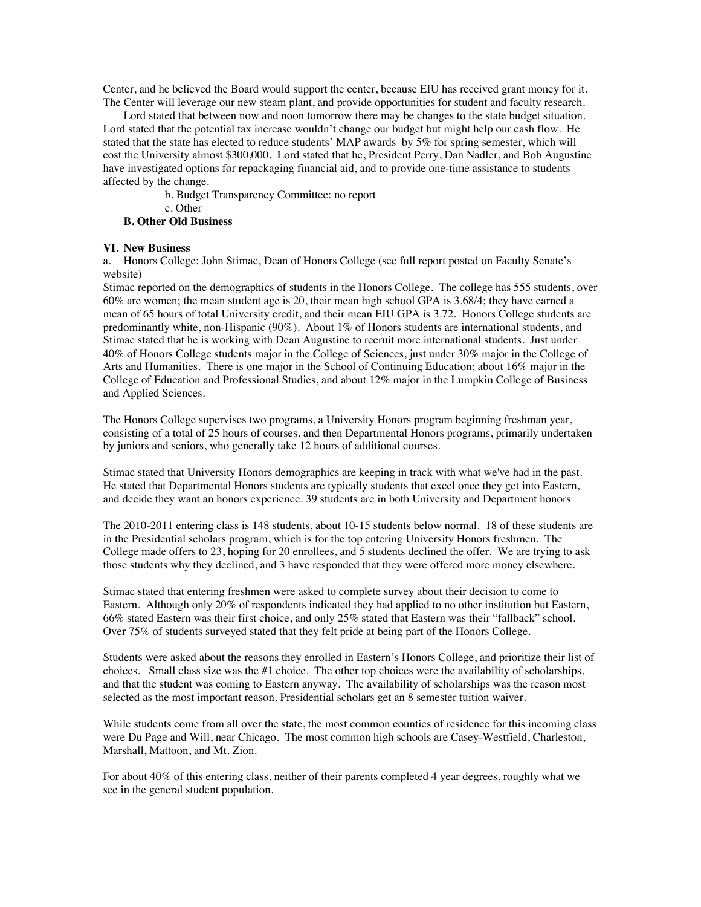Center, and he believed the Board would support the center, because EIU has received grant money for it. The Center will leverage our new steam plant, and provide opportunities for student and faculty research.

Lord stated that between now and noon tomorrow there may be changes to the state budget situation. Lord stated that the potential tax increase wouldn't change our budget but might help our cash flow. He stated that the state has elected to reduce students' MAP awards by 5% for spring semester, which will cost the University almost $300,000. Lord stated that he, President Perry, Dan Nadler, and Bob Augustine have investigated options for repackaging financial aid, and to provide one-time assistance to students affected by the change.

b. Budget Transparency Committee: no report

c. Other

**B. Other Old Business**

**VI. New Business**

a. Honors College: John Stimac, Dean of Honors College (see full report posted on Faculty Senate's website)

Stimac reported on the demographics of students in the Honors College. The college has 555 students, over 60% are women; the mean student age is 20, their mean high school GPA is 3.68/4; they have earned a mean of 65 hours of total University credit, and their mean EIU GPA is 3.72. Honors College students are predominantly white, non-Hispanic (90%). About 1% of Honors students are international students, and Stimac stated that he is working with Dean Augustine to recruit more international students. Just under 40% of Honors College students major in the College of Sciences, just under 30% major in the College of Arts and Humanities. There is one major in the School of Continuing Education; about 16% major in the College of Education and Professional Studies, and about 12% major in the Lumpkin College of Business and Applied Sciences.

The Honors College supervises two programs, a University Honors program beginning freshman year, consisting of a total of 25 hours of courses, and then Departmental Honors programs, primarily undertaken by juniors and seniors, who generally take 12 hours of additional courses.

Stimac stated that University Honors demographics are keeping in track with what we've had in the past. He stated that Departmental Honors students are typically students that excel once they get into Eastern, and decide they want an honors experience. 39 students are in both University and Department honors

The 2010-2011 entering class is 148 students, about 10-15 students below normal. 18 of these students are in the Presidential scholars program, which is for the top entering University Honors freshmen. The College made offers to 23, hoping for 20 enrollees, and 5 students declined the offer. We are trying to ask those students why they declined, and 3 have responded that they were offered more money elsewhere.

Stimac stated that entering freshmen were asked to complete survey about their decision to come to Eastern. Although only 20% of respondents indicated they had applied to no other institution but Eastern, 66% stated Eastern was their first choice, and only 25% stated that Eastern was their "fallback" school. Over 75% of students surveyed stated that they felt pride at being part of the Honors College.

Students were asked about the reasons they enrolled in Eastern's Honors College, and prioritize their list of choices. Small class size was the #1 choice. The other top choices were the availability of scholarships, and that the student was coming to Eastern anyway. The availability of scholarships was the reason most selected as the most important reason. Presidential scholars get an 8 semester tuition waiver.

While students come from all over the state, the most common counties of residence for this incoming class were Du Page and Will, near Chicago. The most common high schools are Casey-Westfield, Charleston, Marshall, Mattoon, and Mt. Zion.

For about 40% of this entering class, neither of their parents completed 4 year degrees, roughly what we see in the general student population.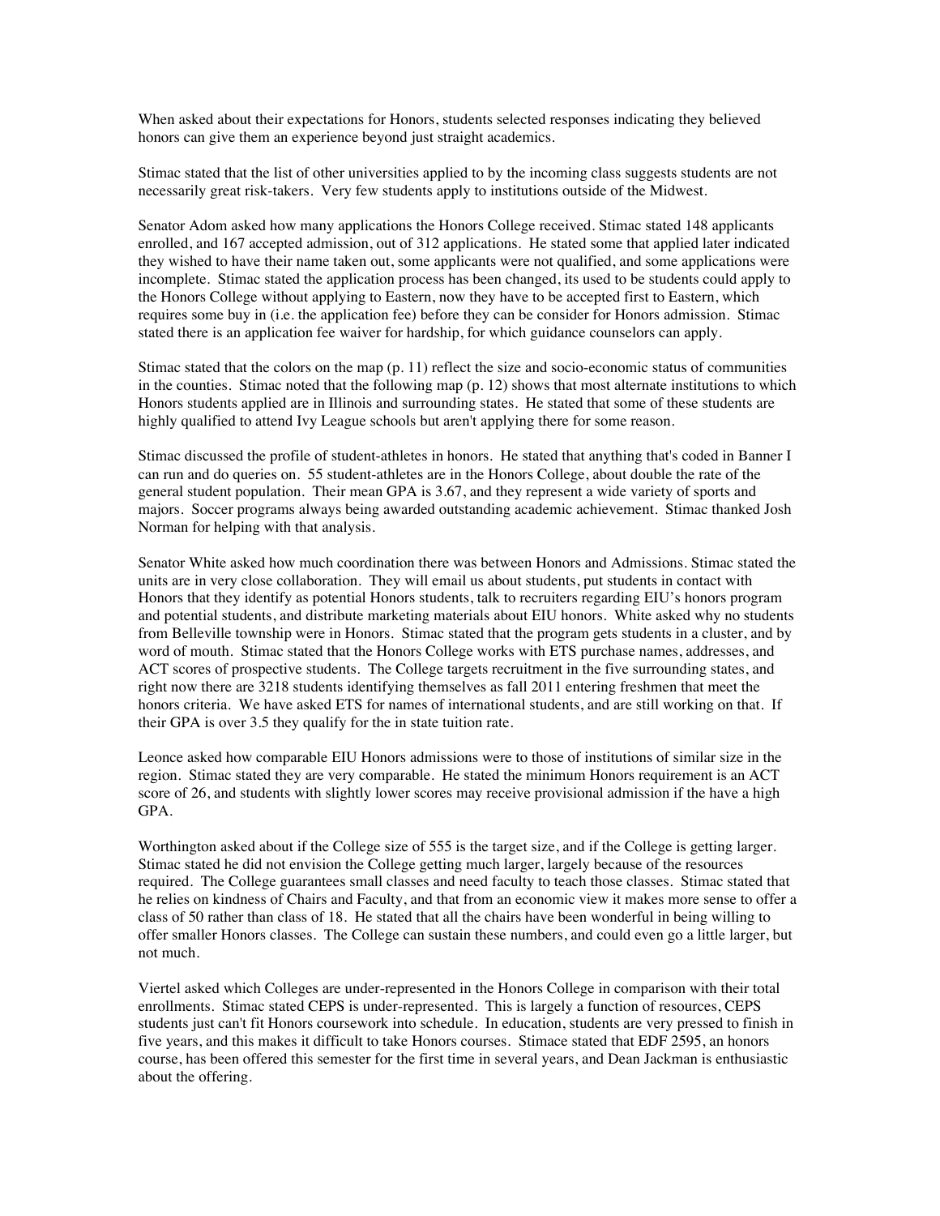When asked about their expectations for Honors, students selected responses indicating they believed honors can give them an experience beyond just straight academics.

Stimac stated that the list of other universities applied to by the incoming class suggests students are not necessarily great risk-takers. Very few students apply to institutions outside of the Midwest.

Senator Adom asked how many applications the Honors College received. Stimac stated 148 applicants enrolled, and 167 accepted admission, out of 312 applications. He stated some that applied later indicated they wished to have their name taken out, some applicants were not qualified, and some applications were incomplete. Stimac stated the application process has been changed, its used to be students could apply to the Honors College without applying to Eastern, now they have to be accepted first to Eastern, which requires some buy in (i.e. the application fee) before they can be consider for Honors admission. Stimac stated there is an application fee waiver for hardship, for which guidance counselors can apply.

Stimac stated that the colors on the map (p. 11) reflect the size and socio-economic status of communities in the counties. Stimac noted that the following map (p. 12) shows that most alternate institutions to which Honors students applied are in Illinois and surrounding states. He stated that some of these students are highly qualified to attend Ivy League schools but aren't applying there for some reason.

Stimac discussed the profile of student-athletes in honors. He stated that anything that's coded in Banner I can run and do queries on. 55 student-athletes are in the Honors College, about double the rate of the general student population. Their mean GPA is 3.67, and they represent a wide variety of sports and majors. Soccer programs always being awarded outstanding academic achievement. Stimac thanked Josh Norman for helping with that analysis.

Senator White asked how much coordination there was between Honors and Admissions. Stimac stated the units are in very close collaboration. They will email us about students, put students in contact with Honors that they identify as potential Honors students, talk to recruiters regarding EIU's honors program and potential students, and distribute marketing materials about EIU honors. White asked why no students from Belleville township were in Honors. Stimac stated that the program gets students in a cluster, and by word of mouth. Stimac stated that the Honors College works with ETS purchase names, addresses, and ACT scores of prospective students. The College targets recruitment in the five surrounding states, and right now there are 3218 students identifying themselves as fall 2011 entering freshmen that meet the honors criteria. We have asked ETS for names of international students, and are still working on that. If their GPA is over 3.5 they qualify for the in state tuition rate.

Leonce asked how comparable EIU Honors admissions were to those of institutions of similar size in the region. Stimac stated they are very comparable. He stated the minimum Honors requirement is an ACT score of 26, and students with slightly lower scores may receive provisional admission if the have a high GPA.

Worthington asked about if the College size of 555 is the target size, and if the College is getting larger. Stimac stated he did not envision the College getting much larger, largely because of the resources required. The College guarantees small classes and need faculty to teach those classes. Stimac stated that he relies on kindness of Chairs and Faculty, and that from an economic view it makes more sense to offer a class of 50 rather than class of 18. He stated that all the chairs have been wonderful in being willing to offer smaller Honors classes. The College can sustain these numbers, and could even go a little larger, but not much.

Viertel asked which Colleges are under-represented in the Honors College in comparison with their total enrollments. Stimac stated CEPS is under-represented. This is largely a function of resources, CEPS students just can't fit Honors coursework into schedule. In education, students are very pressed to finish in five years, and this makes it difficult to take Honors courses. Stimace stated that EDF 2595, an honors course, has been offered this semester for the first time in several years, and Dean Jackman is enthusiastic about the offering.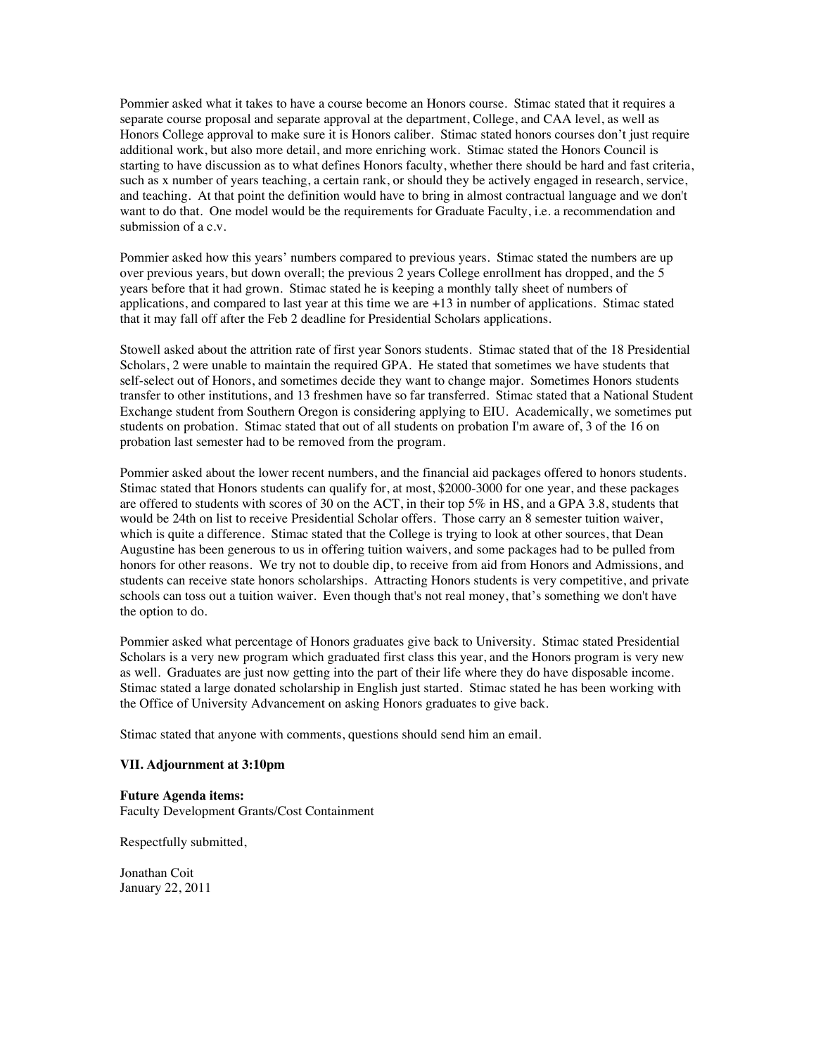Pommier asked what it takes to have a course become an Honors course. Stimac stated that it requires a separate course proposal and separate approval at the department, College, and CAA level, as well as Honors College approval to make sure it is Honors caliber. Stimac stated honors courses don't just require additional work, but also more detail, and more enriching work. Stimac stated the Honors Council is starting to have discussion as to what defines Honors faculty, whether there should be hard and fast criteria, such as x number of years teaching, a certain rank, or should they be actively engaged in research, service, and teaching. At that point the definition would have to bring in almost contractual language and we don't want to do that. One model would be the requirements for Graduate Faculty, i.e. a recommendation and submission of a c.v.

Pommier asked how this years' numbers compared to previous years. Stimac stated the numbers are up over previous years, but down overall; the previous 2 years College enrollment has dropped, and the 5 years before that it had grown. Stimac stated he is keeping a monthly tally sheet of numbers of applications, and compared to last year at this time we are +13 in number of applications. Stimac stated that it may fall off after the Feb 2 deadline for Presidential Scholars applications.

Stowell asked about the attrition rate of first year Sonors students. Stimac stated that of the 18 Presidential Scholars, 2 were unable to maintain the required GPA. He stated that sometimes we have students that self-select out of Honors, and sometimes decide they want to change major. Sometimes Honors students transfer to other institutions, and 13 freshmen have so far transferred. Stimac stated that a National Student Exchange student from Southern Oregon is considering applying to EIU. Academically, we sometimes put students on probation. Stimac stated that out of all students on probation I'm aware of, 3 of the 16 on probation last semester had to be removed from the program.

Pommier asked about the lower recent numbers, and the financial aid packages offered to honors students. Stimac stated that Honors students can qualify for, at most, $2000-3000 for one year, and these packages are offered to students with scores of 30 on the ACT, in their top 5% in HS, and a GPA 3.8, students that would be 24th on list to receive Presidential Scholar offers. Those carry an 8 semester tuition waiver, which is quite a difference. Stimac stated that the College is trying to look at other sources, that Dean Augustine has been generous to us in offering tuition waivers, and some packages had to be pulled from honors for other reasons. We try not to double dip, to receive from aid from Honors and Admissions, and students can receive state honors scholarships. Attracting Honors students is very competitive, and private schools can toss out a tuition waiver. Even though that's not real money, that's something we don't have the option to do.

Pommier asked what percentage of Honors graduates give back to University. Stimac stated Presidential Scholars is a very new program which graduated first class this year, and the Honors program is very new as well. Graduates are just now getting into the part of their life where they do have disposable income. Stimac stated a large donated scholarship in English just started. Stimac stated he has been working with the Office of University Advancement on asking Honors graduates to give back.

Stimac stated that anyone with comments, questions should send him an email.

**VII. Adjournment at 3:10pm**

**Future Agenda items:**
Faculty Development Grants/Cost Containment

Respectfully submitted,

Jonathan Coit
January 22, 2011